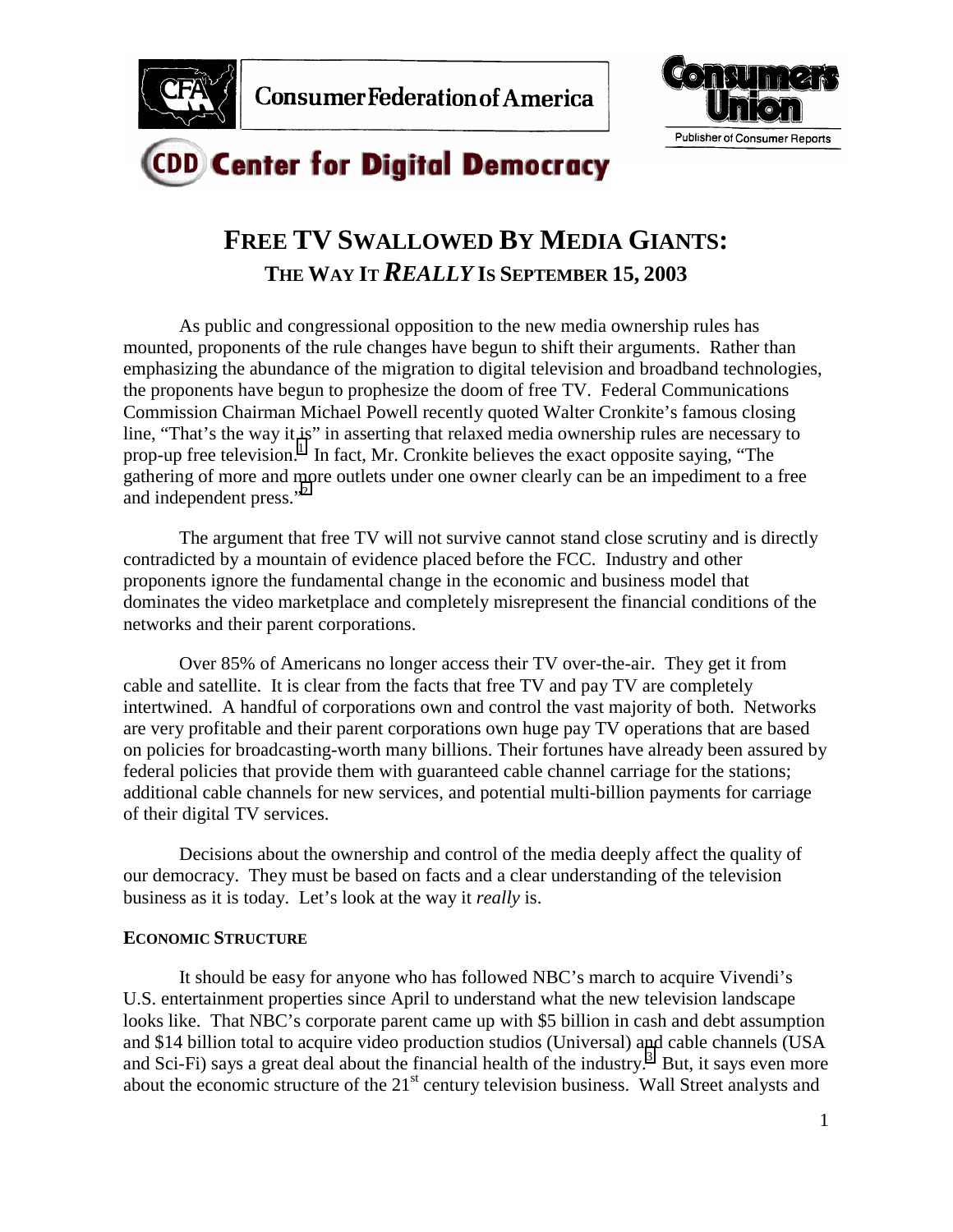Consumer Federation of America

Consumers Union — Publisher of Consumer Reports

Center for Digital Democracy

# FREE TV SWALLOWED BY MEDIA GIANTS:
## THE WAY IT *REALLY* IS SEPTEMBER 15, 2003

As public and congressional opposition to the new media ownership rules has mounted, proponents of the rule changes have begun to shift their arguments. Rather than emphasizing the abundance of the migration to digital television and broadband technologies, the proponents have begun to prophesize the doom of free TV. Federal Communications Commission Chairman Michael Powell recently quoted Walter Cronkite's famous closing line, "That's the way it is" in asserting that relaxed media ownership rules are necessary to prop-up free television.[1] In fact, Mr. Cronkite believes the exact opposite saying, "The gathering of more and more outlets under one owner clearly can be an impediment to a free and independent press."[2]

The argument that free TV will not survive cannot stand close scrutiny and is directly contradicted by a mountain of evidence placed before the FCC. Industry and other proponents ignore the fundamental change in the economic and business model that dominates the video marketplace and completely misrepresent the financial conditions of the networks and their parent corporations.

Over 85% of Americans no longer access their TV over-the-air. They get it from cable and satellite. It is clear from the facts that free TV and pay TV are completely intertwined. A handful of corporations own and control the vast majority of both. Networks are very profitable and their parent corporations own huge pay TV operations that are based on policies for broadcasting-worth many billions. Their fortunes have already been assured by federal policies that provide them with guaranteed cable channel carriage for the stations; additional cable channels for new services, and potential multi-billion payments for carriage of their digital TV services.

Decisions about the ownership and control of the media deeply affect the quality of our democracy. They must be based on facts and a clear understanding of the television business as it is today. Let's look at the way it *really* is.

### ECONOMIC STRUCTURE

It should be easy for anyone who has followed NBC's march to acquire Vivendi's U.S. entertainment properties since April to understand what the new television landscape looks like. That NBC's corporate parent came up with $5 billion in cash and debt assumption and $14 billion total to acquire video production studios (Universal) and cable channels (USA and Sci-Fi) says a great deal about the financial health of the industry.[3] But, it says even more about the economic structure of the 21st century television business. Wall Street analysts and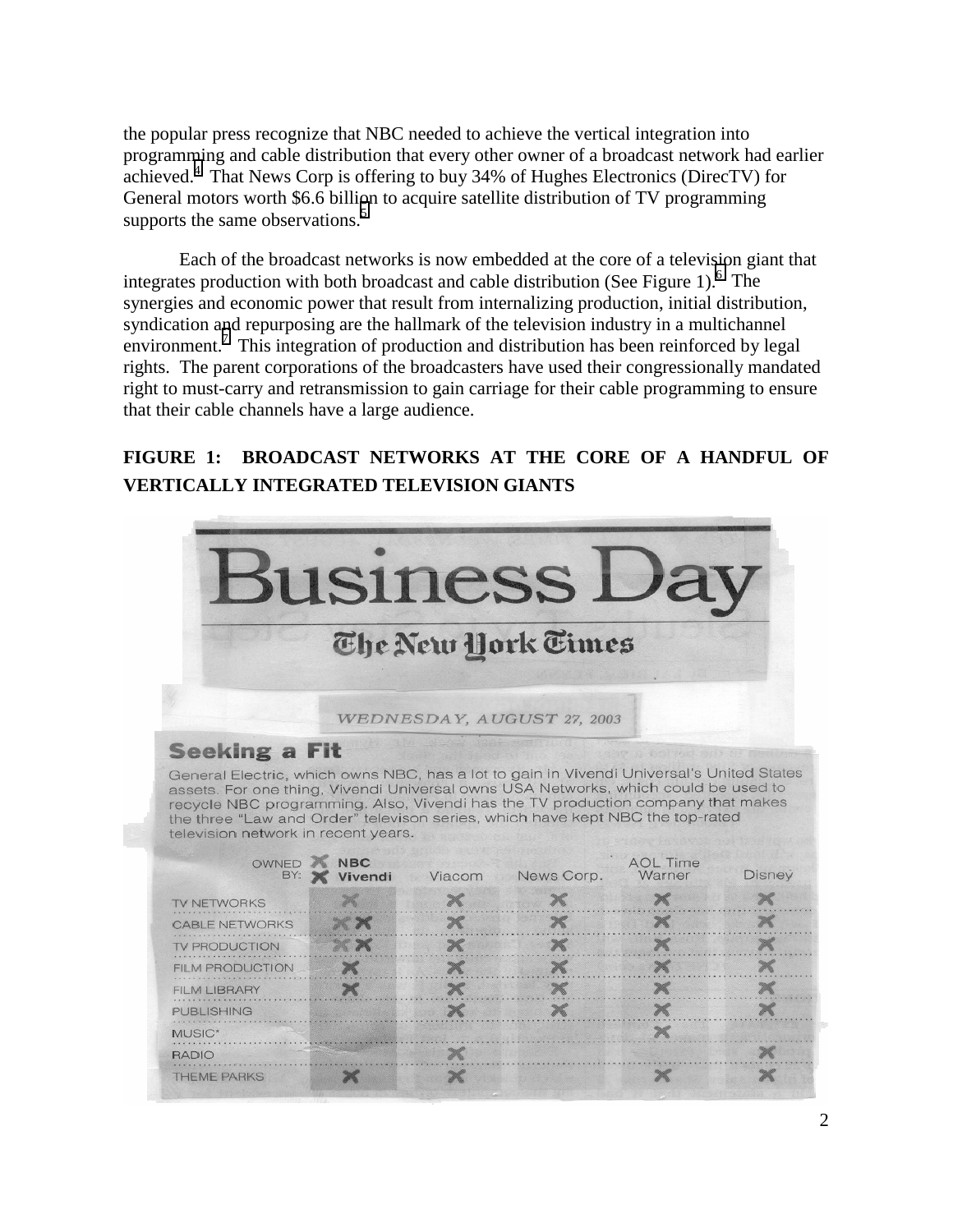the popular press recognize that NBC needed to achieve the vertical integration into programming and cable distribution that every other owner of a broadcast network had earlier achieved.[4] That News Corp is offering to buy 34% of Hughes Electronics (DirecTV) for General motors worth $6.6 billion to acquire satellite distribution of TV programming supports the same observations.[5]

Each of the broadcast networks is now embedded at the core of a television giant that integrates production with both broadcast and cable distribution (See Figure 1).[6] The synergies and economic power that result from internalizing production, initial distribution, syndication and repurposing are the hallmark of the television industry in a multichannel environment.[7] This integration of production and distribution has been reinforced by legal rights. The parent corporations of the broadcasters have used their congressionally mandated right to must-carry and retransmission to gain carriage for their cable programming to ensure that their cable channels have a large audience.

**FIGURE 1: BROADCAST NETWORKS AT THE CORE OF A HANDFUL OF VERTICALLY INTEGRATED TELEVISION GIANTS**

# Business Day

The New York Times

*WEDNESDAY, AUGUST 27, 2003*

## Seeking a Fit

General Electric, which owns NBC, has a lot to gain in Vivendi Universal's United States assets. For one thing, Vivendi Universal owns USA Networks, which could be used to recycle NBC programming. Also, Vivendi has the TV production company that makes the three "Law and Order" televison series, which have kept NBC the top-rated television network in recent years.

| OWNED BY: | NBC / Vivendi | Viacom | News Corp. | AOL Time Warner | Disney |
|---|---|---|---|---|---|
| TV NETWORKS | X | X | X | X | X |
| CABLE NETWORKS | X X | X | X | X | X |
| TV PRODUCTION | X X | X | X | X | X |
| FILM PRODUCTION | X | X | X | X | X |
| FILM LIBRARY | X | X | X | X | X |
| PUBLISHING | | X | X | X | X |
| MUSIC* | | | | X | |
| RADIO | | X | | | X |
| THEME PARKS | X | X | | X | X |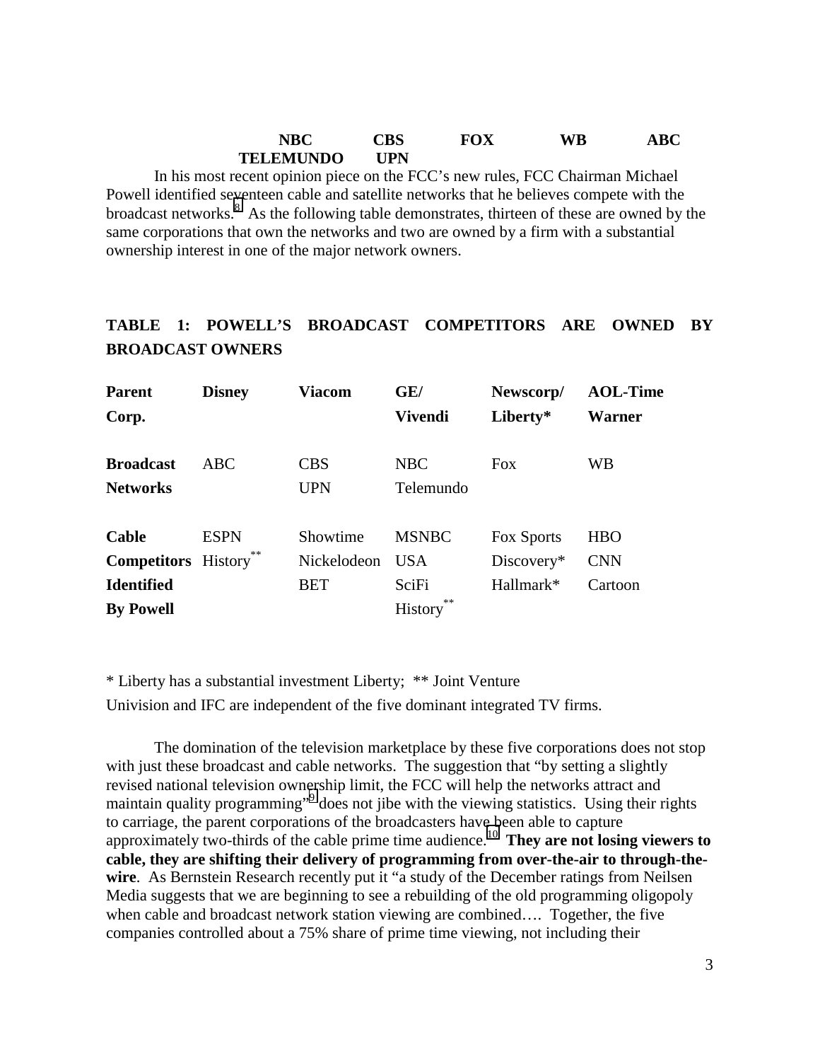**NBC CBS FOX WB ABC**
**TELEMUNDO UPN**

In his most recent opinion piece on the FCC's new rules, FCC Chairman Michael Powell identified seventeen cable and satellite networks that he believes compete with the broadcast networks.[8] As the following table demonstrates, thirteen of these are owned by the same corporations that own the networks and two are owned by a firm with a substantial ownership interest in one of the major network owners.

**TABLE 1: POWELL'S BROADCAST COMPETITORS ARE OWNED BY BROADCAST OWNERS**

| **Parent Corp.** | **Disney** | **Viacom** | **GE/ Vivendi** | **Newscorp/ Liberty*** | **AOL-Time Warner** |
|---|---|---|---|---|---|
| **Broadcast Networks** | ABC | CBS<br>UPN | NBC<br>Telemundo | Fox | WB |
| **Cable Competitors Identified By Powell** | ESPN<br>History** | Showtime<br>Nickelodeon<br>BET | MSNBC<br>USA<br>SciFi<br>History** | Fox Sports<br>Discovery*<br>Hallmark* | HBO<br>CNN<br>Cartoon |

* Liberty has a substantial investment Liberty; ** Joint Venture

Univision and IFC are independent of the five dominant integrated TV firms.

The domination of the television marketplace by these five corporations does not stop with just these broadcast and cable networks. The suggestion that "by setting a slightly revised national television ownership limit, the FCC will help the networks attract and maintain quality programming"[9] does not jibe with the viewing statistics. Using their rights to carriage, the parent corporations of the broadcasters have been able to capture approximately two-thirds of the cable prime time audience.[10] **They are not losing viewers to cable, they are shifting their delivery of programming from over-the-air to through-the-wire**. As Bernstein Research recently put it "a study of the December ratings from Neilsen Media suggests that we are beginning to see a rebuilding of the old programming oligopoly when cable and broadcast network station viewing are combined…. Together, the five companies controlled about a 75% share of prime time viewing, not including their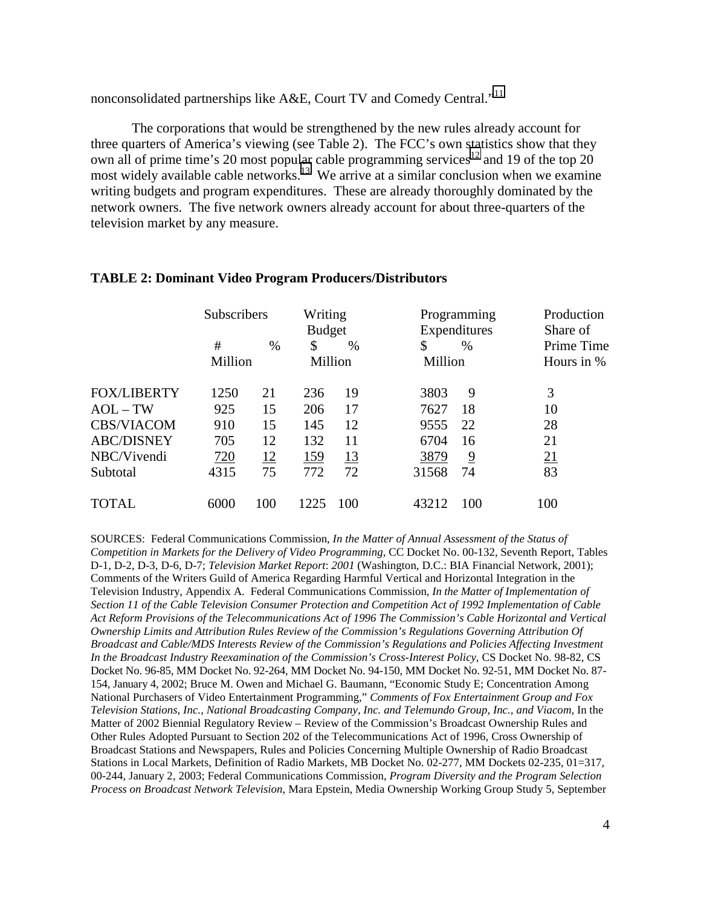nonconsolidated partnerships like A&E, Court TV and Comedy Central."[11]

The corporations that would be strengthened by the new rules already account for three quarters of America's viewing (see Table 2). The FCC's own statistics show that they own all of prime time's 20 most popular cable programming services[12] and 19 of the top 20 most widely available cable networks.[13] We arrive at a similar conclusion when we examine writing budgets and program expenditures. These are already thoroughly dominated by the network owners. The five network owners already account for about three-quarters of the television market by any measure.

**TABLE 2: Dominant Video Program Producers/Distributors**

| | Subscribers | | Writing Budget | | Programming Expenditures | | Production Share of Prime Time Hours in % |
|---|---|---|---|---|---|---|---|
| | # Million | % | $ Million | % | $ Million | % | |
| FOX/LIBERTY | 1250 | 21 | 236 | 19 | 3803 | 9 | 3 |
| AOL – TW | 925 | 15 | 206 | 17 | 7627 | 18 | 10 |
| CBS/VIACOM | 910 | 15 | 145 | 12 | 9555 | 22 | 28 |
| ABC/DISNEY | 705 | 12 | 132 | 11 | 6704 | 16 | 21 |
| NBC/Vivendi | 720 | 12 | 159 | 13 | 3879 | 9 | 21 |
| Subtotal | 4315 | 75 | 772 | 72 | 31568 | 74 | 83 |
| TOTAL | 6000 | 100 | 1225 | 100 | 43212 | 100 | 100 |

SOURCES: Federal Communications Commission, *In the Matter of Annual Assessment of the Status of Competition in Markets for the Delivery of Video Programming*, CC Docket No. 00-132, Seventh Report, Tables D-1, D-2, D-3, D-6, D-7; *Television Market Report*: *2001* (Washington, D.C.: BIA Financial Network, 2001); Comments of the Writers Guild of America Regarding Harmful Vertical and Horizontal Integration in the Television Industry, Appendix A. Federal Communications Commission, *In the Matter of Implementation of Section 11 of the Cable Television Consumer Protection and Competition Act of 1992 Implementation of Cable Act Reform Provisions of the Telecommunications Act of 1996 The Commission's Cable Horizontal and Vertical Ownership Limits and Attribution Rules Review of the Commission's Regulations Governing Attribution Of Broadcast and Cable/MDS Interests Review of the Commission's Regulations and Policies Affecting Investment In the Broadcast Industry Reexamination of the Commission's Cross-Interest Policy*, CS Docket No. 98-82, CS Docket No. 96-85, MM Docket No. 92-264, MM Docket No. 94-150, MM Docket No. 92-51, MM Docket No. 87-154, January 4, 2002; Bruce M. Owen and Michael G. Baumann, "Economic Study E; Concentration Among National Purchasers of Video Entertainment Programming," *Comments of Fox Entertainment Group and Fox Television Stations, Inc., National Broadcasting Company, Inc. and Telemundo Group, Inc., and Viacom,* In the Matter of 2002 Biennial Regulatory Review – Review of the Commission's Broadcast Ownership Rules and Other Rules Adopted Pursuant to Section 202 of the Telecommunications Act of 1996, Cross Ownership of Broadcast Stations and Newspapers, Rules and Policies Concerning Multiple Ownership of Radio Broadcast Stations in Local Markets, Definition of Radio Markets, MB Docket No. 02-277, MM Dockets 02-235, 01=317, 00-244, January 2, 2003; Federal Communications Commission, *Program Diversity and the Program Selection Process on Broadcast Network Television*, Mara Epstein, Media Ownership Working Group Study 5, September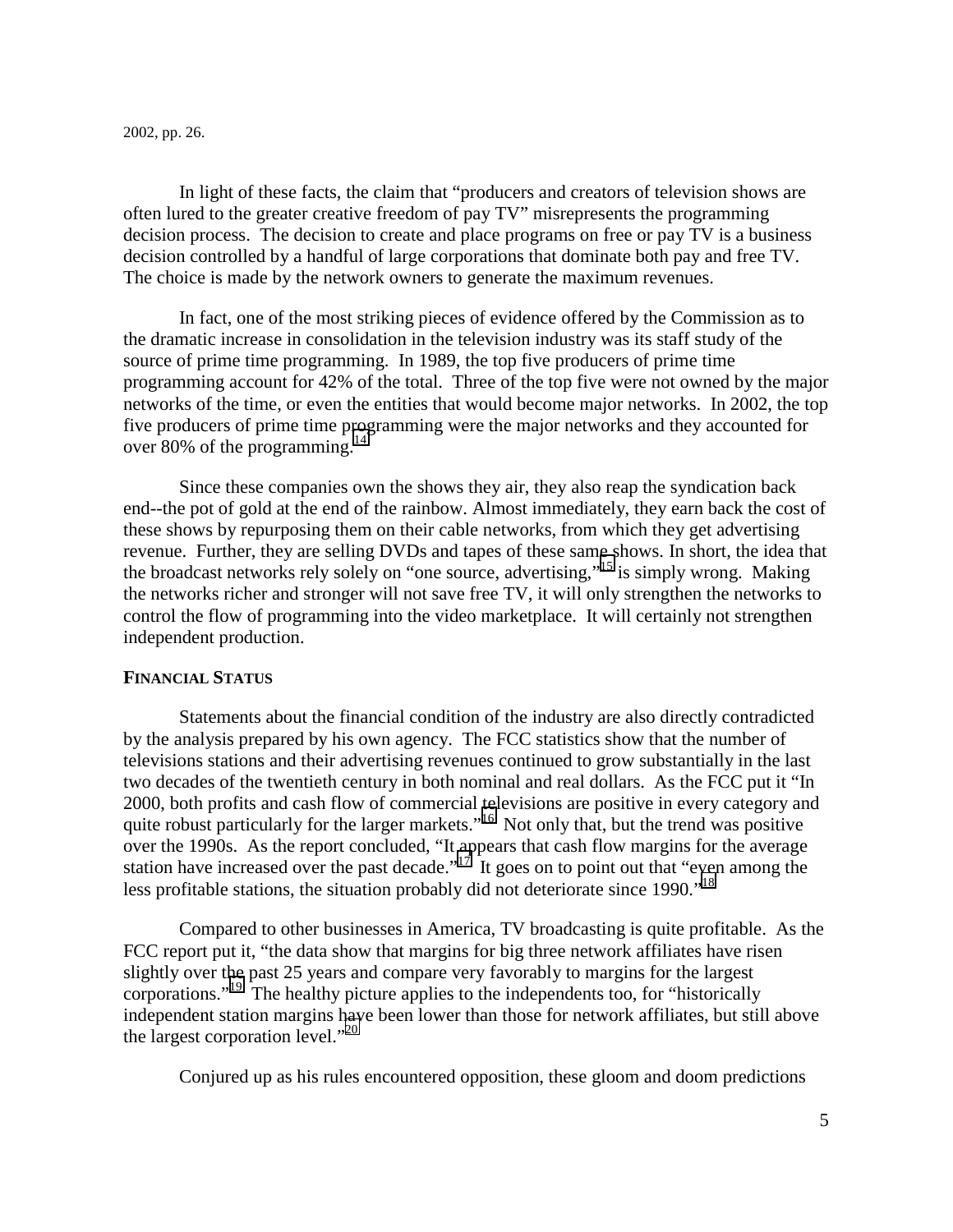2002, pp. 26.

In light of these facts, the claim that "producers and creators of television shows are often lured to the greater creative freedom of pay TV" misrepresents the programming decision process. The decision to create and place programs on free or pay TV is a business decision controlled by a handful of large corporations that dominate both pay and free TV. The choice is made by the network owners to generate the maximum revenues.

In fact, one of the most striking pieces of evidence offered by the Commission as to the dramatic increase in consolidation in the television industry was its staff study of the source of prime time programming. In 1989, the top five producers of prime time programming account for 42% of the total. Three of the top five were not owned by the major networks of the time, or even the entities that would become major networks. In 2002, the top five producers of prime time programming were the major networks and they accounted for over 80% of the programming.[14]

Since these companies own the shows they air, they also reap the syndication back end--the pot of gold at the end of the rainbow. Almost immediately, they earn back the cost of these shows by repurposing them on their cable networks, from which they get advertising revenue. Further, they are selling DVDs and tapes of these same shows. In short, the idea that the broadcast networks rely solely on "one source, advertising,"[15] is simply wrong. Making the networks richer and stronger will not save free TV, it will only strengthen the networks to control the flow of programming into the video marketplace. It will certainly not strengthen independent production.

**FINANCIAL STATUS**

Statements about the financial condition of the industry are also directly contradicted by the analysis prepared by his own agency. The FCC statistics show that the number of televisions stations and their advertising revenues continued to grow substantially in the last two decades of the twentieth century in both nominal and real dollars. As the FCC put it "In 2000, both profits and cash flow of commercial televisions are positive in every category and quite robust particularly for the larger markets."[16] Not only that, but the trend was positive over the 1990s. As the report concluded, "It appears that cash flow margins for the average station have increased over the past decade."[17] It goes on to point out that "even among the less profitable stations, the situation probably did not deteriorate since 1990."[18]

Compared to other businesses in America, TV broadcasting is quite profitable. As the FCC report put it, "the data show that margins for big three network affiliates have risen slightly over the past 25 years and compare very favorably to margins for the largest corporations."[19] The healthy picture applies to the independents too, for "historically independent station margins have been lower than those for network affiliates, but still above the largest corporation level."[20]

Conjured up as his rules encountered opposition, these gloom and doom predictions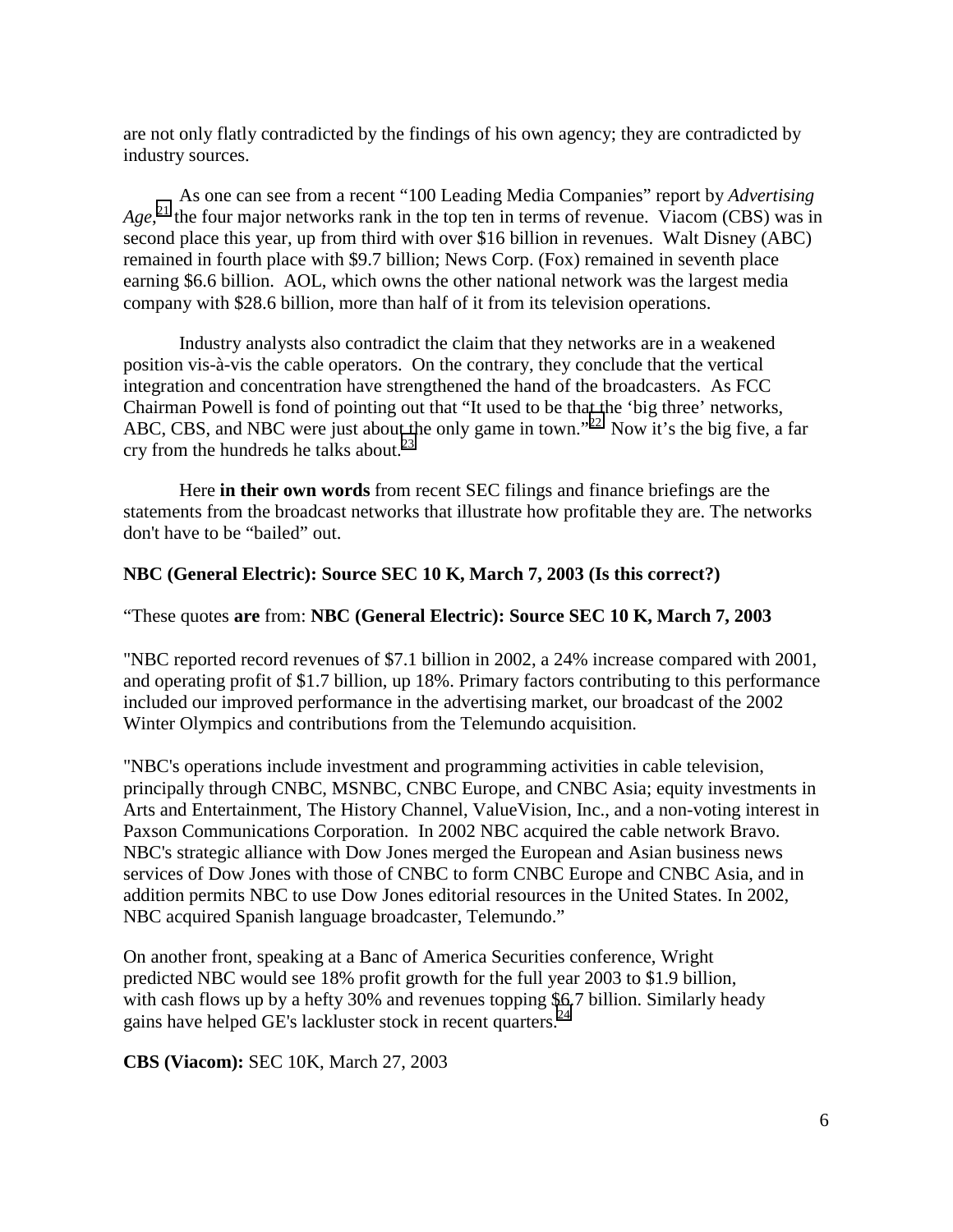are not only flatly contradicted by the findings of his own agency; they are contradicted by industry sources.

As one can see from a recent "100 Leading Media Companies" report by *Advertising Age*,[21] the four major networks rank in the top ten in terms of revenue. Viacom (CBS) was in second place this year, up from third with over $16 billion in revenues. Walt Disney (ABC) remained in fourth place with $9.7 billion; News Corp. (Fox) remained in seventh place earning $6.6 billion. AOL, which owns the other national network was the largest media company with $28.6 billion, more than half of it from its television operations.

Industry analysts also contradict the claim that they networks are in a weakened position vis-à-vis the cable operators. On the contrary, they conclude that the vertical integration and concentration have strengthened the hand of the broadcasters. As FCC Chairman Powell is fond of pointing out that "It used to be that the 'big three' networks, ABC, CBS, and NBC were just about the only game in town."[22] Now it's the big five, a far cry from the hundreds he talks about.[23]

Here **in their own words** from recent SEC filings and finance briefings are the statements from the broadcast networks that illustrate how profitable they are. The networks don't have to be "bailed" out.

**NBC (General Electric): Source SEC 10 K, March 7, 2003 (Is this correct?)**

"These quotes **are** from: **NBC (General Electric): Source SEC 10 K, March 7, 2003**

"NBC reported record revenues of $7.1 billion in 2002, a 24% increase compared with 2001, and operating profit of $1.7 billion, up 18%. Primary factors contributing to this performance included our improved performance in the advertising market, our broadcast of the 2002 Winter Olympics and contributions from the Telemundo acquisition.

"NBC's operations include investment and programming activities in cable television, principally through CNBC, MSNBC, CNBC Europe, and CNBC Asia; equity investments in Arts and Entertainment, The History Channel, ValueVision, Inc., and a non-voting interest in Paxson Communications Corporation. In 2002 NBC acquired the cable network Bravo. NBC's strategic alliance with Dow Jones merged the European and Asian business news services of Dow Jones with those of CNBC to form CNBC Europe and CNBC Asia, and in addition permits NBC to use Dow Jones editorial resources in the United States. In 2002, NBC acquired Spanish language broadcaster, Telemundo."

On another front, speaking at a Banc of America Securities conference, Wright predicted NBC would see 18% profit growth for the full year 2003 to $1.9 billion, with cash flows up by a hefty 30% and revenues topping $6.7 billion. Similarly heady gains have helped GE's lackluster stock in recent quarters.[24]

**CBS (Viacom):** SEC 10K, March 27, 2003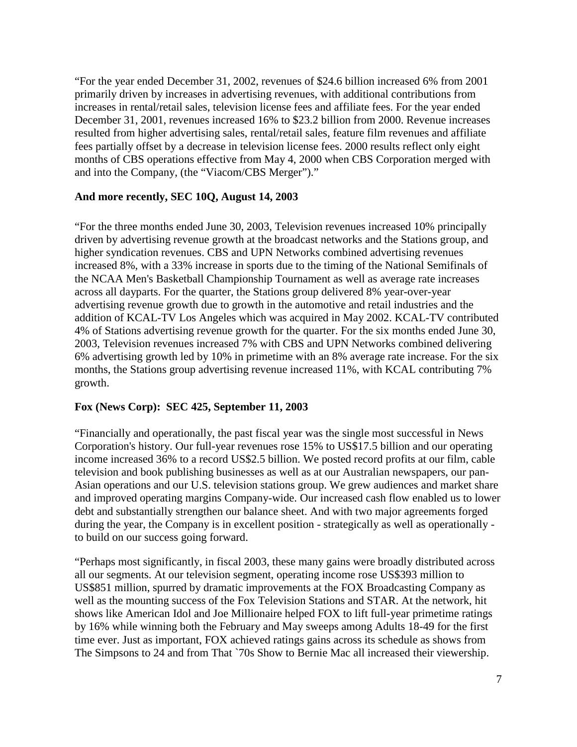"For the year ended December 31, 2002, revenues of $24.6 billion increased 6% from 2001 primarily driven by increases in advertising revenues, with additional contributions from increases in rental/retail sales, television license fees and affiliate fees. For the year ended December 31, 2001, revenues increased 16% to $23.2 billion from 2000. Revenue increases resulted from higher advertising sales, rental/retail sales, feature film revenues and affiliate fees partially offset by a decrease in television license fees. 2000 results reflect only eight months of CBS operations effective from May 4, 2000 when CBS Corporation merged with and into the Company, (the "Viacom/CBS Merger")."

**And more recently, SEC 10Q, August 14, 2003**

"For the three months ended June 30, 2003, Television revenues increased 10% principally driven by advertising revenue growth at the broadcast networks and the Stations group, and higher syndication revenues. CBS and UPN Networks combined advertising revenues increased 8%, with a 33% increase in sports due to the timing of the National Semifinals of the NCAA Men's Basketball Championship Tournament as well as average rate increases across all dayparts. For the quarter, the Stations group delivered 8% year-over-year advertising revenue growth due to growth in the automotive and retail industries and the addition of KCAL-TV Los Angeles which was acquired in May 2002. KCAL-TV contributed 4% of Stations advertising revenue growth for the quarter. For the six months ended June 30, 2003, Television revenues increased 7% with CBS and UPN Networks combined delivering 6% advertising growth led by 10% in primetime with an 8% average rate increase. For the six months, the Stations group advertising revenue increased 11%, with KCAL contributing 7% growth.

**Fox (News Corp): SEC 425, September 11, 2003**

"Financially and operationally, the past fiscal year was the single most successful in News Corporation's history. Our full-year revenues rose 15% to US$17.5 billion and our operating income increased 36% to a record US$2.5 billion. We posted record profits at our film, cable television and book publishing businesses as well as at our Australian newspapers, our pan-Asian operations and our U.S. television stations group. We grew audiences and market share and improved operating margins Company-wide. Our increased cash flow enabled us to lower debt and substantially strengthen our balance sheet. And with two major agreements forged during the year, the Company is in excellent position - strategically as well as operationally - to build on our success going forward.

"Perhaps most significantly, in fiscal 2003, these many gains were broadly distributed across all our segments. At our television segment, operating income rose US$393 million to US$851 million, spurred by dramatic improvements at the FOX Broadcasting Company as well as the mounting success of the Fox Television Stations and STAR. At the network, hit shows like American Idol and Joe Millionaire helped FOX to lift full-year primetime ratings by 16% while winning both the February and May sweeps among Adults 18-49 for the first time ever. Just as important, FOX achieved ratings gains across its schedule as shows from The Simpsons to 24 and from That `70s Show to Bernie Mac all increased their viewership.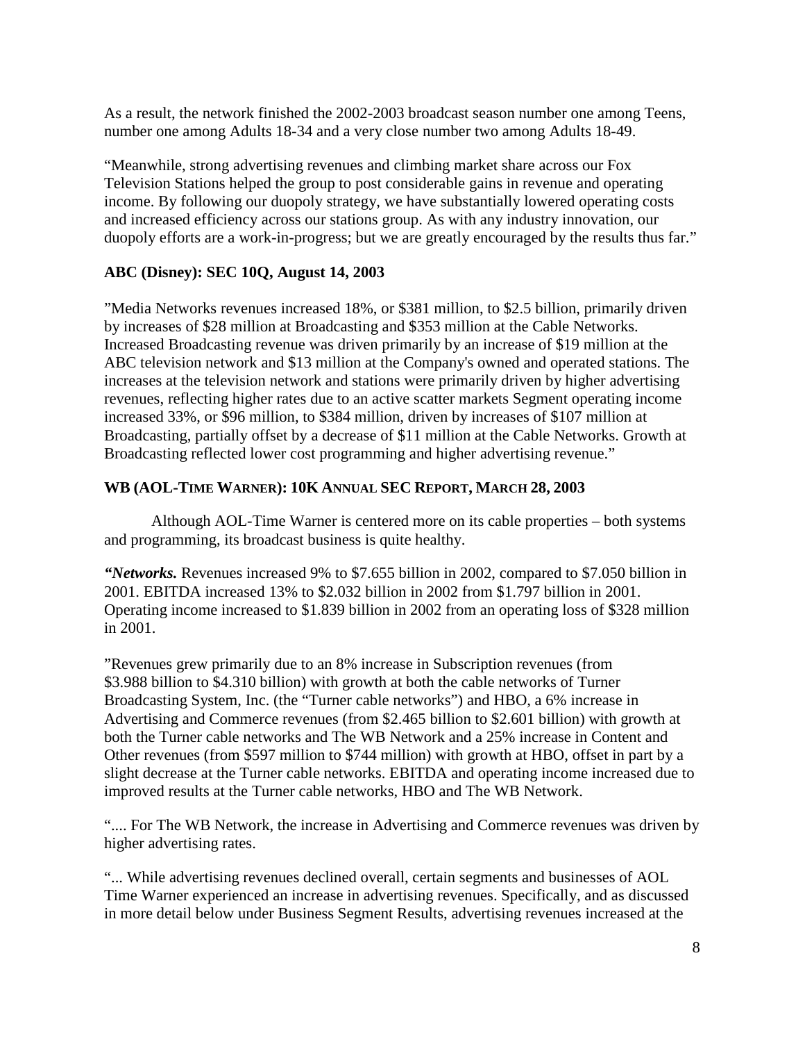As a result, the network finished the 2002-2003 broadcast season number one among Teens, number one among Adults 18-34 and a very close number two among Adults 18-49.

"Meanwhile, strong advertising revenues and climbing market share across our Fox Television Stations helped the group to post considerable gains in revenue and operating income. By following our duopoly strategy, we have substantially lowered operating costs and increased efficiency across our stations group. As with any industry innovation, our duopoly efforts are a work-in-progress; but we are greatly encouraged by the results thus far."

### ABC (Disney): SEC 10Q, August 14, 2003

"Media Networks revenues increased 18%, or $381 million, to $2.5 billion, primarily driven by increases of $28 million at Broadcasting and $353 million at the Cable Networks. Increased Broadcasting revenue was driven primarily by an increase of $19 million at the ABC television network and $13 million at the Company's owned and operated stations. The increases at the television network and stations were primarily driven by higher advertising revenues, reflecting higher rates due to an active scatter markets Segment operating income increased 33%, or $96 million, to $384 million, driven by increases of $107 million at Broadcasting, partially offset by a decrease of $11 million at the Cable Networks. Growth at Broadcasting reflected lower cost programming and higher advertising revenue."

### WB (AOL-Time Warner): 10K Annual SEC Report, March 28, 2003

Although AOL-Time Warner is centered more on its cable properties – both systems and programming, its broadcast business is quite healthy.

***"Networks.*** Revenues increased 9% to $7.655 billion in 2002, compared to $7.050 billion in 2001. EBITDA increased 13% to $2.032 billion in 2002 from $1.797 billion in 2001. Operating income increased to $1.839 billion in 2002 from an operating loss of $328 million in 2001.

"Revenues grew primarily due to an 8% increase in Subscription revenues (from $3.988 billion to $4.310 billion) with growth at both the cable networks of Turner Broadcasting System, Inc. (the "Turner cable networks") and HBO, a 6% increase in Advertising and Commerce revenues (from $2.465 billion to $2.601 billion) with growth at both the Turner cable networks and The WB Network and a 25% increase in Content and Other revenues (from $597 million to $744 million) with growth at HBO, offset in part by a slight decrease at the Turner cable networks. EBITDA and operating income increased due to improved results at the Turner cable networks, HBO and The WB Network.

".... For The WB Network, the increase in Advertising and Commerce revenues was driven by higher advertising rates.

"... While advertising revenues declined overall, certain segments and businesses of AOL Time Warner experienced an increase in advertising revenues. Specifically, and as discussed in more detail below under Business Segment Results, advertising revenues increased at the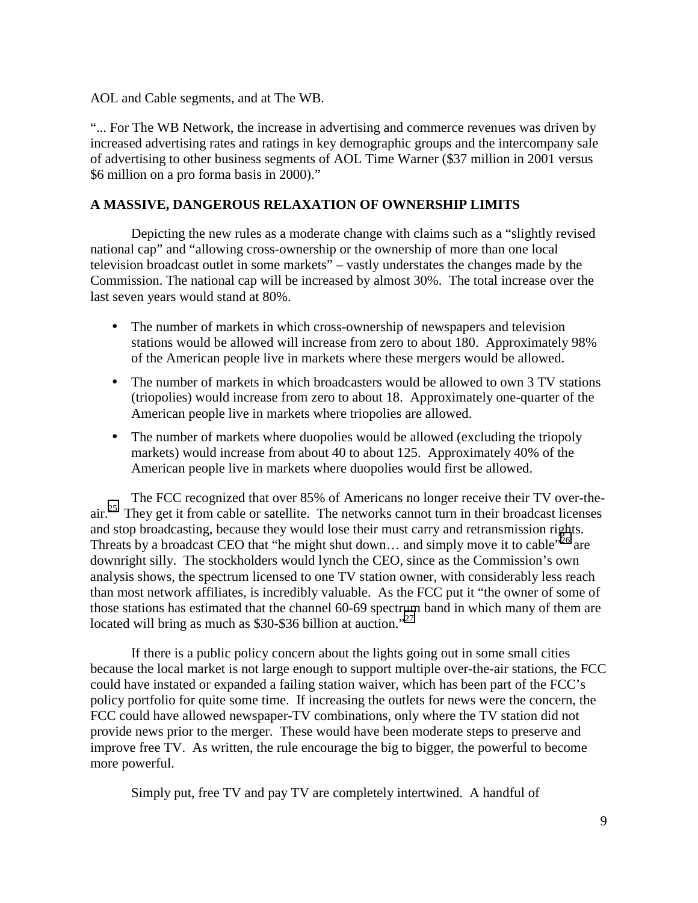AOL and Cable segments, and at The WB.

"... For The WB Network, the increase in advertising and commerce revenues was driven by increased advertising rates and ratings in key demographic groups and the intercompany sale of advertising to other business segments of AOL Time Warner ($37 million in 2001 versus $6 million on a pro forma basis in 2000)."

**A MASSIVE, DANGEROUS RELAXATION OF OWNERSHIP LIMITS**

Depicting the new rules as a moderate change with claims such as a "slightly revised national cap" and "allowing cross-ownership or the ownership of more than one local television broadcast outlet in some markets" – vastly understates the changes made by the Commission. The national cap will be increased by almost 30%. The total increase over the last seven years would stand at 80%.

- The number of markets in which cross-ownership of newspapers and television stations would be allowed will increase from zero to about 180. Approximately 98% of the American people live in markets where these mergers would be allowed.
- The number of markets in which broadcasters would be allowed to own 3 TV stations (triopolies) would increase from zero to about 18. Approximately one-quarter of the American people live in markets where triopolies are allowed.
- The number of markets where duopolies would be allowed (excluding the triopoly markets) would increase from about 40 to about 125. Approximately 40% of the American people live in markets where duopolies would first be allowed.

The FCC recognized that over 85% of Americans no longer receive their TV over-the-air.[25] They get it from cable or satellite. The networks cannot turn in their broadcast licenses and stop broadcasting, because they would lose their must carry and retransmission rights. Threats by a broadcast CEO that "he might shut down… and simply move it to cable"[26] are downright silly. The stockholders would lynch the CEO, since as the Commission's own analysis shows, the spectrum licensed to one TV station owner, with considerably less reach than most network affiliates, is incredibly valuable. As the FCC put it "the owner of some of those stations has estimated that the channel 60-69 spectrum band in which many of them are located will bring as much as $30-$36 billion at auction."[27]

If there is a public policy concern about the lights going out in some small cities because the local market is not large enough to support multiple over-the-air stations, the FCC could have instated or expanded a failing station waiver, which has been part of the FCC's policy portfolio for quite some time. If increasing the outlets for news were the concern, the FCC could have allowed newspaper-TV combinations, only where the TV station did not provide news prior to the merger. These would have been moderate steps to preserve and improve free TV. As written, the rule encourage the big to bigger, the powerful to become more powerful.

Simply put, free TV and pay TV are completely intertwined. A handful of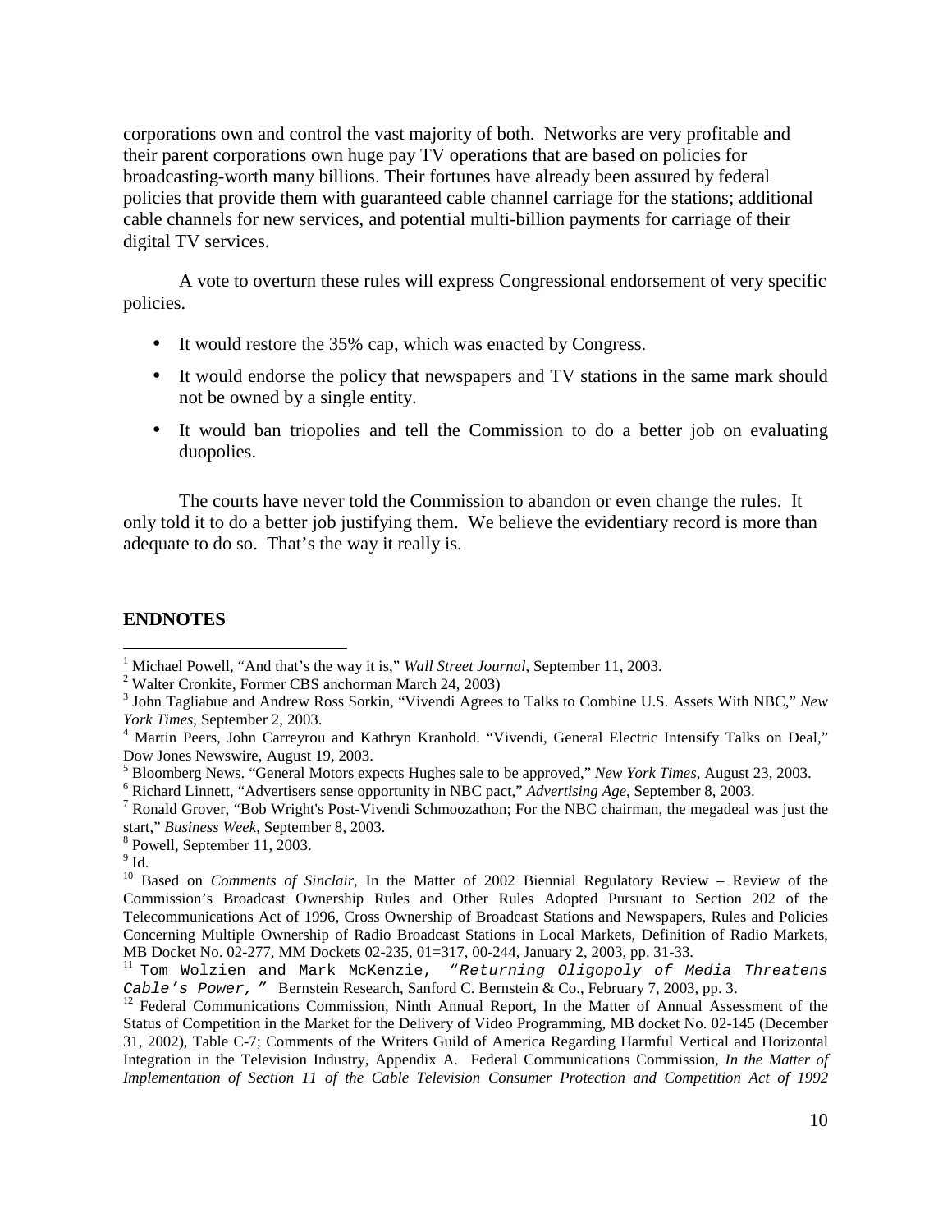corporations own and control the vast majority of both. Networks are very profitable and their parent corporations own huge pay TV operations that are based on policies for broadcasting-worth many billions. Their fortunes have already been assured by federal policies that provide them with guaranteed cable channel carriage for the stations; additional cable channels for new services, and potential multi-billion payments for carriage of their digital TV services.

A vote to overturn these rules will express Congressional endorsement of very specific policies.

- It would restore the 35% cap, which was enacted by Congress.
- It would endorse the policy that newspapers and TV stations in the same mark should not be owned by a single entity.
- It would ban triopolies and tell the Commission to do a better job on evaluating duopolies.

The courts have never told the Commission to abandon or even change the rules. It only told it to do a better job justifying them. We believe the evidentiary record is more than adequate to do so. That's the way it really is.

**ENDNOTES**

[1] Michael Powell, "And that's the way it is," *Wall Street Journal*, September 11, 2003.

[2] Walter Cronkite, Former CBS anchorman March 24, 2003)

[3] John Tagliabue and Andrew Ross Sorkin, "Vivendi Agrees to Talks to Combine U.S. Assets With NBC," *New York Times*, September 2, 2003.

[4] Martin Peers, John Carreyrou and Kathryn Kranhold. "Vivendi, General Electric Intensify Talks on Deal," Dow Jones Newswire, August 19, 2003.

[5] Bloomberg News. "General Motors expects Hughes sale to be approved," *New York Times*, August 23, 2003.

[6] Richard Linnett, "Advertisers sense opportunity in NBC pact," *Advertising Age*, September 8, 2003.

[7] Ronald Grover, "Bob Wright's Post-Vivendi Schmoozathon; For the NBC chairman, the megadeal was just the start," *Business Week*, September 8, 2003.

[8] Powell, September 11, 2003.

[9] Id.

[10] Based on *Comments of Sinclair*, In the Matter of 2002 Biennial Regulatory Review – Review of the Commission's Broadcast Ownership Rules and Other Rules Adopted Pursuant to Section 202 of the Telecommunications Act of 1996, Cross Ownership of Broadcast Stations and Newspapers, Rules and Policies Concerning Multiple Ownership of Radio Broadcast Stations in Local Markets, Definition of Radio Markets, MB Docket No. 02-277, MM Dockets 02-235, 01=317, 00-244, January 2, 2003, pp. 31-33.

[11] Tom Wolzien and Mark McKenzie, *"Returning Oligopoly of Media Threatens Cable's Power,"* Bernstein Research, Sanford C. Bernstein & Co., February 7, 2003, pp. 3.

[12] Federal Communications Commission, Ninth Annual Report, In the Matter of Annual Assessment of the Status of Competition in the Market for the Delivery of Video Programming, MB docket No. 02-145 (December 31, 2002), Table C-7; Comments of the Writers Guild of America Regarding Harmful Vertical and Horizontal Integration in the Television Industry, Appendix A. Federal Communications Commission, *In the Matter of Implementation of Section 11 of the Cable Television Consumer Protection and Competition Act of 1992*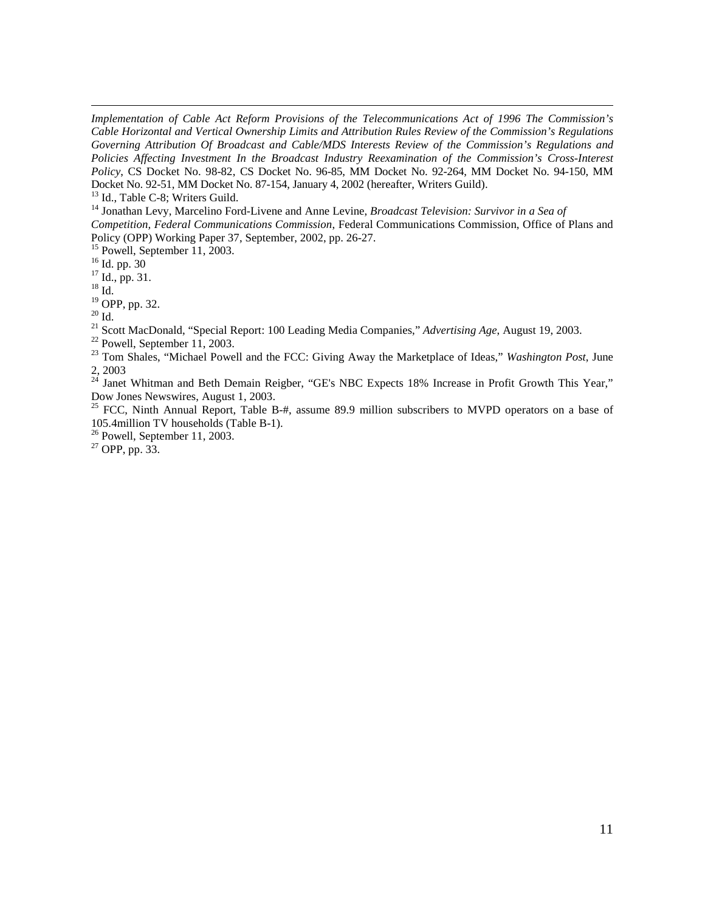*Implementation of Cable Act Reform Provisions of the Telecommunications Act of 1996 The Commission's Cable Horizontal and Vertical Ownership Limits and Attribution Rules Review of the Commission's Regulations Governing Attribution Of Broadcast and Cable/MDS Interests Review of the Commission's Regulations and Policies Affecting Investment In the Broadcast Industry Reexamination of the Commission's Cross-Interest Policy*, CS Docket No. 98-82, CS Docket No. 96-85, MM Docket No. 92-264, MM Docket No. 94-150, MM Docket No. 92-51, MM Docket No. 87-154, January 4, 2002 (hereafter, Writers Guild).

[13] Id., Table C-8; Writers Guild.

[14] Jonathan Levy, Marcelino Ford-Livene and Anne Levine, *Broadcast Television: Survivor in a Sea of Competition, Federal Communications Commission*, Federal Communications Commission, Office of Plans and Policy (OPP) Working Paper 37, September, 2002, pp. 26-27.

[15] Powell, September 11, 2003.

[16] Id. pp. 30

[17] Id., pp. 31.

[18] Id.

[19] OPP, pp. 32.

[20] Id.

[21] Scott MacDonald, "Special Report: 100 Leading Media Companies," *Advertising Age*, August 19, 2003.

[22] Powell, September 11, 2003.

[23] Tom Shales, "Michael Powell and the FCC: Giving Away the Marketplace of Ideas," *Washington Post*, June 2, 2003

[24] Janet Whitman and Beth Demain Reigber, "GE's NBC Expects 18% Increase in Profit Growth This Year," Dow Jones Newswires, August 1, 2003.

[25] FCC, Ninth Annual Report, Table B-#, assume 89.9 million subscribers to MVPD operators on a base of 105.4million TV households (Table B-1).

[26] Powell, September 11, 2003.

[27] OPP, pp. 33.